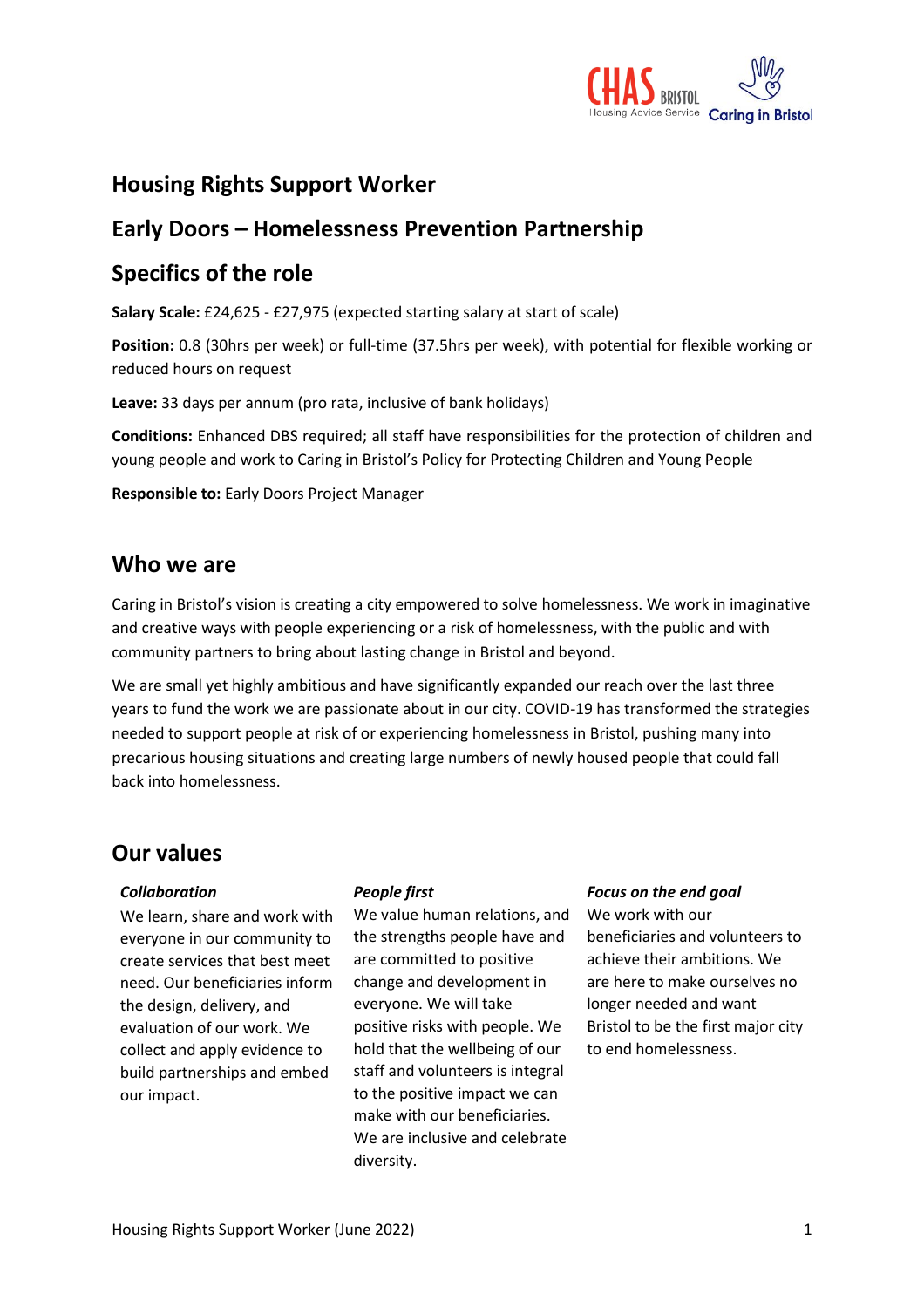# Housing Rights Support Worker

## Early Doors – Homelessness Prevention Partnership

## Specifics of the role

**Salary Scale:** £24,625 - £27,975 (expected starting salary at start of scale)

**Position:** 0.8 (30hrs per week) or full-time (37.5hrs per week), with potential for flexible working or reduced hours on request

**Leave:** 33 days per annum (pro rata, inclusive of bank holidays)

**Conditions:** Enhanced DBS required; all staff have responsibilities for the protection of children and young people and work to Caring in Bristol's Policy for Protecting Children and Young People

**Responsible to:** Early Doors Project Manager

## Who we are

Caring in Bristol's vision is creating a city empowered to solve homelessness. We work in imaginative and creative ways with people experiencing or a risk of homelessness, with the public and with community partners to bring about lasting change in Bristol and beyond.

We are small yet highly ambitious and have significantly expanded our reach over the last three years to fund the work we are passionate about in our city. COVID-19 has transformed the strategies needed to support people at risk of or experiencing homelessness in Bristol, pushing many into precarious housing situations and creating large numbers of newly housed people that could fall back into homelessness.

## Our values

***Collaboration***

We learn, share and work with everyone in our community to create services that best meet need. Our beneficiaries inform the design, delivery, and evaluation of our work. We collect and apply evidence to build partnerships and embed our impact.

***People first***

We value human relations, and the strengths people have and are committed to positive change and development in everyone. We will take positive risks with people. We hold that the wellbeing of our staff and volunteers is integral to the positive impact we can make with our beneficiaries. We are inclusive and celebrate diversity.

***Focus on the end goal***

We work with our beneficiaries and volunteers to achieve their ambitions. We are here to make ourselves no longer needed and want Bristol to be the first major city to end homelessness.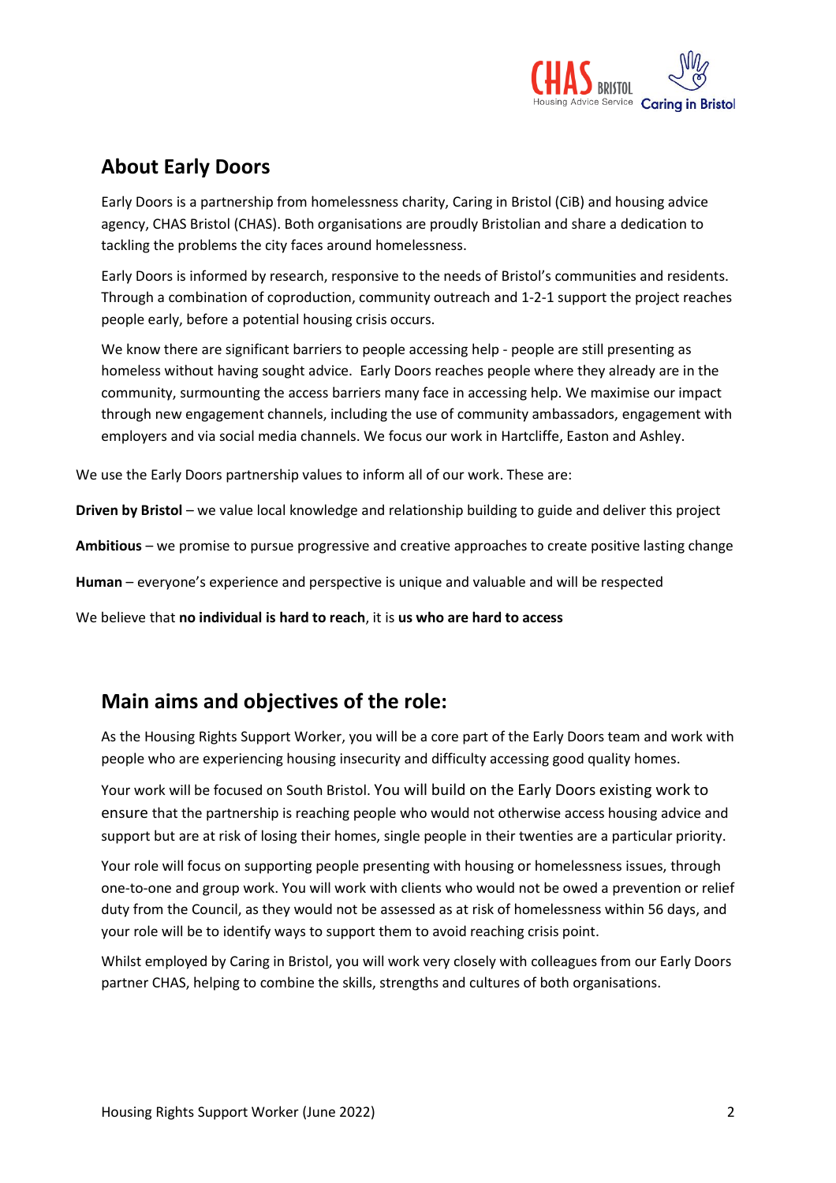## About Early Doors

Early Doors is a partnership from homelessness charity, Caring in Bristol (CiB) and housing advice agency, CHAS Bristol (CHAS). Both organisations are proudly Bristolian and share a dedication to tackling the problems the city faces around homelessness.

Early Doors is informed by research, responsive to the needs of Bristol's communities and residents. Through a combination of coproduction, community outreach and 1-2-1 support the project reaches people early, before a potential housing crisis occurs.

We know there are significant barriers to people accessing help - people are still presenting as homeless without having sought advice. Early Doors reaches people where they already are in the community, surmounting the access barriers many face in accessing help. We maximise our impact through new engagement channels, including the use of community ambassadors, engagement with employers and via social media channels. We focus our work in Hartcliffe, Easton and Ashley.

We use the Early Doors partnership values to inform all of our work. These are:

**Driven by Bristol** – we value local knowledge and relationship building to guide and deliver this project

**Ambitious** – we promise to pursue progressive and creative approaches to create positive lasting change

**Human** – everyone's experience and perspective is unique and valuable and will be respected

We believe that **no individual is hard to reach**, it is **us who are hard to access**

## Main aims and objectives of the role:

As the Housing Rights Support Worker, you will be a core part of the Early Doors team and work with people who are experiencing housing insecurity and difficulty accessing good quality homes.

Your work will be focused on South Bristol. You will build on the Early Doors existing work to ensure that the partnership is reaching people who would not otherwise access housing advice and support but are at risk of losing their homes, single people in their twenties are a particular priority.

Your role will focus on supporting people presenting with housing or homelessness issues, through one-to-one and group work. You will work with clients who would not be owed a prevention or relief duty from the Council, as they would not be assessed as at risk of homelessness within 56 days, and your role will be to identify ways to support them to avoid reaching crisis point.

Whilst employed by Caring in Bristol, you will work very closely with colleagues from our Early Doors partner CHAS, helping to combine the skills, strengths and cultures of both organisations.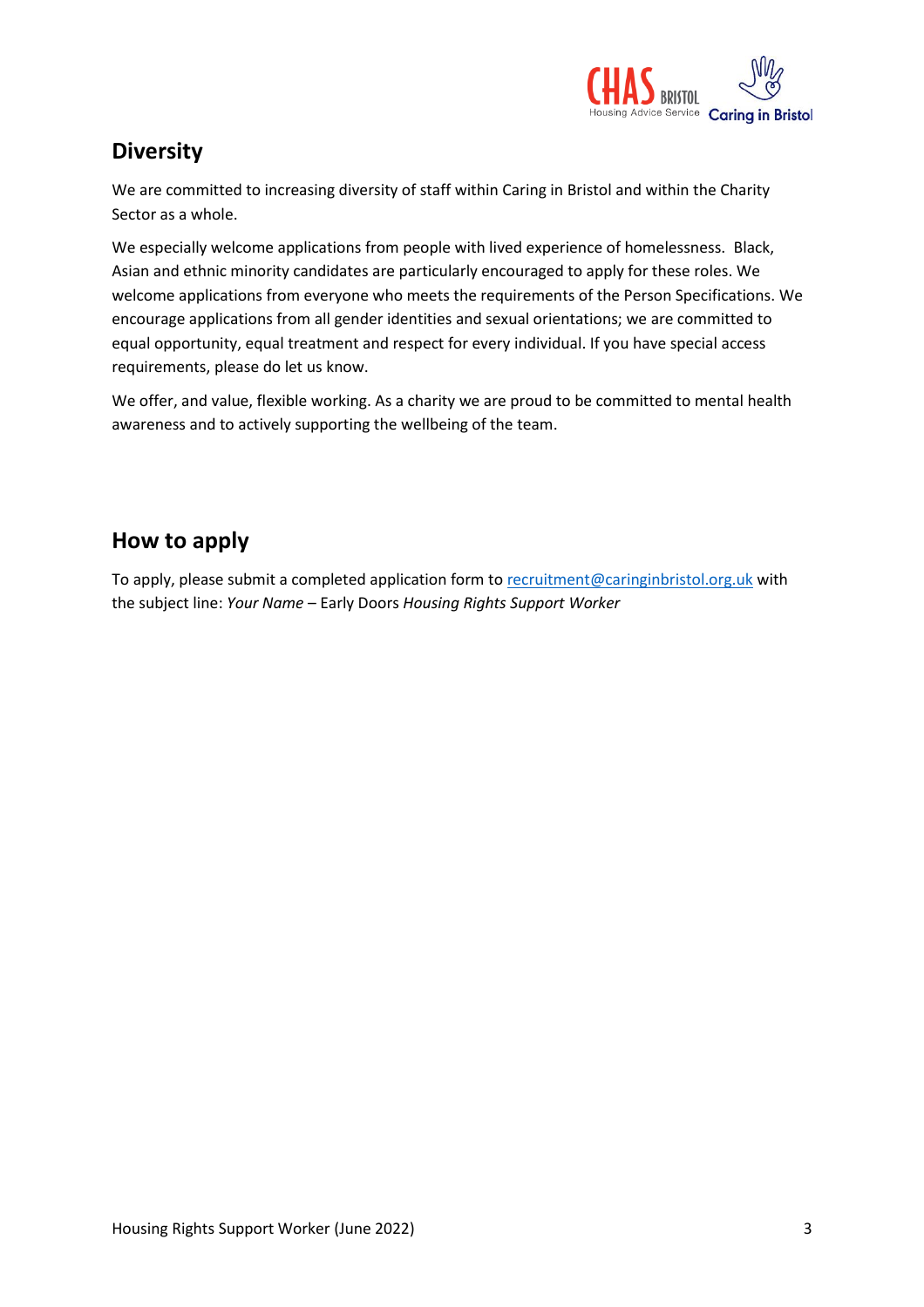## Diversity

We are committed to increasing diversity of staff within Caring in Bristol and within the Charity Sector as a whole.

We especially welcome applications from people with lived experience of homelessness. Black, Asian and ethnic minority candidates are particularly encouraged to apply for these roles. We welcome applications from everyone who meets the requirements of the Person Specifications. We encourage applications from all gender identities and sexual orientations; we are committed to equal opportunity, equal treatment and respect for every individual. If you have special access requirements, please do let us know.

We offer, and value, flexible working. As a charity we are proud to be committed to mental health awareness and to actively supporting the wellbeing of the team.

## How to apply

To apply, please submit a completed application form to [recruitment@caringinbristol.org.uk](mailto:recruitment@caringinbristol.org.uk) with the subject line: *Your Name* – Early Doors *Housing Rights Support Worker*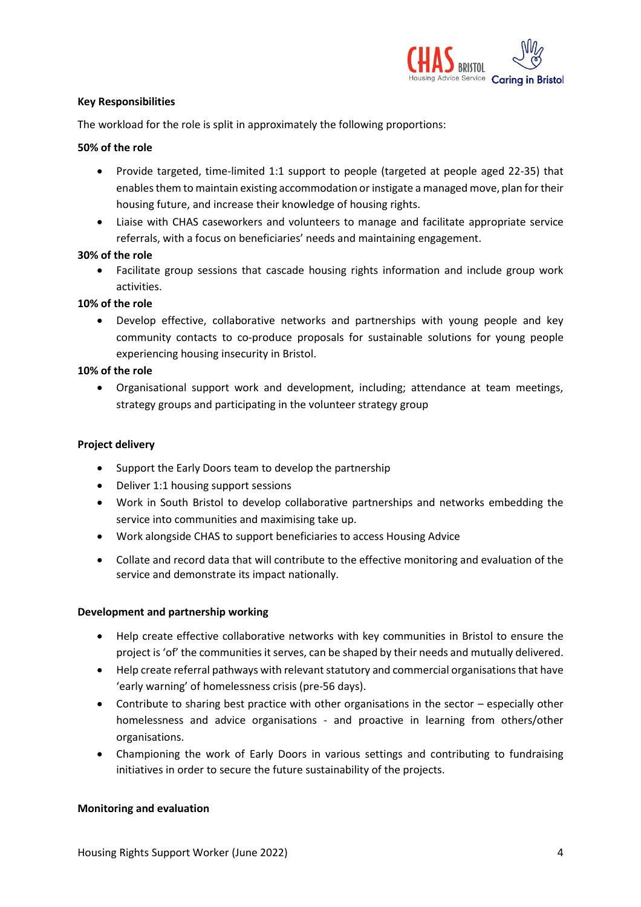**Key Responsibilities**

The workload for the role is split in approximately the following proportions:

**50% of the role**

- Provide targeted, time-limited 1:1 support to people (targeted at people aged 22-35) that enables them to maintain existing accommodation or instigate a managed move, plan for their housing future, and increase their knowledge of housing rights.
- Liaise with CHAS caseworkers and volunteers to manage and facilitate appropriate service referrals, with a focus on beneficiaries' needs and maintaining engagement.

**30% of the role**

- Facilitate group sessions that cascade housing rights information and include group work activities.

**10% of the role**

- Develop effective, collaborative networks and partnerships with young people and key community contacts to co-produce proposals for sustainable solutions for young people experiencing housing insecurity in Bristol.

**10% of the role**

- Organisational support work and development, including; attendance at team meetings, strategy groups and participating in the volunteer strategy group

**Project delivery**

- Support the Early Doors team to develop the partnership
- Deliver 1:1 housing support sessions
- Work in South Bristol to develop collaborative partnerships and networks embedding the service into communities and maximising take up.
- Work alongside CHAS to support beneficiaries to access Housing Advice
- Collate and record data that will contribute to the effective monitoring and evaluation of the service and demonstrate its impact nationally.

**Development and partnership working**

- Help create effective collaborative networks with key communities in Bristol to ensure the project is 'of' the communities it serves, can be shaped by their needs and mutually delivered.
- Help create referral pathways with relevant statutory and commercial organisations that have 'early warning' of homelessness crisis (pre-56 days).
- Contribute to sharing best practice with other organisations in the sector – especially other homelessness and advice organisations - and proactive in learning from others/other organisations.
- Championing the work of Early Doors in various settings and contributing to fundraising initiatives in order to secure the future sustainability of the projects.

**Monitoring and evaluation**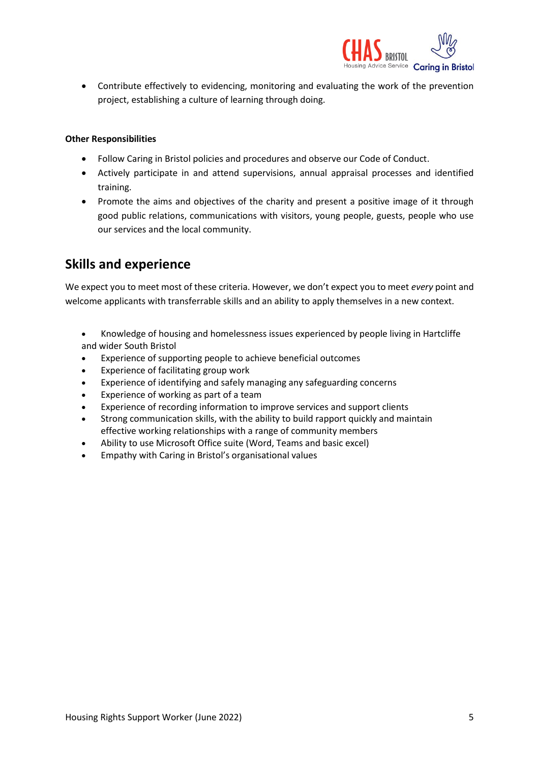- Contribute effectively to evidencing, monitoring and evaluating the work of the prevention project, establishing a culture of learning through doing.

**Other Responsibilities**

- Follow Caring in Bristol policies and procedures and observe our Code of Conduct.
- Actively participate in and attend supervisions, annual appraisal processes and identified training.
- Promote the aims and objectives of the charity and present a positive image of it through good public relations, communications with visitors, young people, guests, people who use our services and the local community.

## Skills and experience

We expect you to meet most of these criteria. However, we don't expect you to meet *every* point and welcome applicants with transferrable skills and an ability to apply themselves in a new context.

- Knowledge of housing and homelessness issues experienced by people living in Hartcliffe and wider South Bristol
- Experience of supporting people to achieve beneficial outcomes
- Experience of facilitating group work
- Experience of identifying and safely managing any safeguarding concerns
- Experience of working as part of a team
- Experience of recording information to improve services and support clients
- Strong communication skills, with the ability to build rapport quickly and maintain effective working relationships with a range of community members
- Ability to use Microsoft Office suite (Word, Teams and basic excel)
- Empathy with Caring in Bristol's organisational values